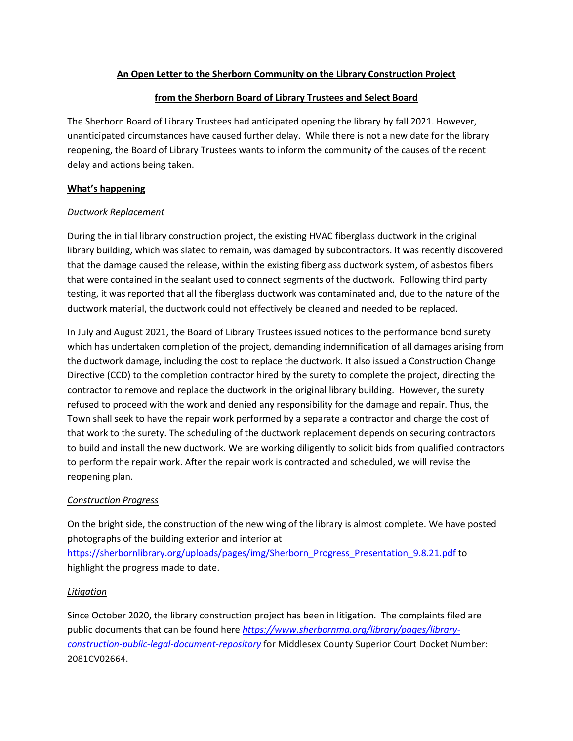**An Open Letter to the Sherborn Community on the Library Construction Project**

**from the Sherborn Board of Library Trustees and Select Board**

The Sherborn Board of Library Trustees had anticipated opening the library by fall 2021. However, unanticipated circumstances have caused further delay. While there is not a new date for the library reopening, the Board of Library Trustees wants to inform the community of the causes of the recent delay and actions being taken.

**What's happening**

*Ductwork Replacement*

During the initial library construction project, the existing HVAC fiberglass ductwork in the original library building, which was slated to remain, was damaged by subcontractors. It was recently discovered that the damage caused the release, within the existing fiberglass ductwork system, of asbestos fibers that were contained in the sealant used to connect segments of the ductwork. Following third party testing, it was reported that all the fiberglass ductwork was contaminated and, due to the nature of the ductwork material, the ductwork could not effectively be cleaned and needed to be replaced.

In July and August 2021, the Board of Library Trustees issued notices to the performance bond surety which has undertaken completion of the project, demanding indemnification of all damages arising from the ductwork damage, including the cost to replace the ductwork. It also issued a Construction Change Directive (CCD) to the completion contractor hired by the surety to complete the project, directing the contractor to remove and replace the ductwork in the original library building. However, the surety refused to proceed with the work and denied any responsibility for the damage and repair. Thus, the Town shall seek to have the repair work performed by a separate contractor and charge the cost of that work to the surety. The scheduling of the ductwork replacement depends on securing contractors to build and install the new ductwork. We are working diligently to solicit bids from qualified contractors to perform the repair work. After the repair work is contracted and scheduled, we will revise the reopening plan.

*Construction Progress*

On the bright side, the construction of the new wing of the library is almost complete. We have posted photographs of the building exterior and interior at https://sherbornlibrary.org/uploads/pages/img/Sherborn_Progress_Presentation_9.8.21.pdf to highlight the progress made to date.

*Litigation*

Since October 2020, the library construction project has been in litigation. The complaints filed are public documents that can be found here *https://www.sherbornma.org/library/pages/library-construction-public-legal-document-repository* for Middlesex County Superior Court Docket Number: 2081CV02664.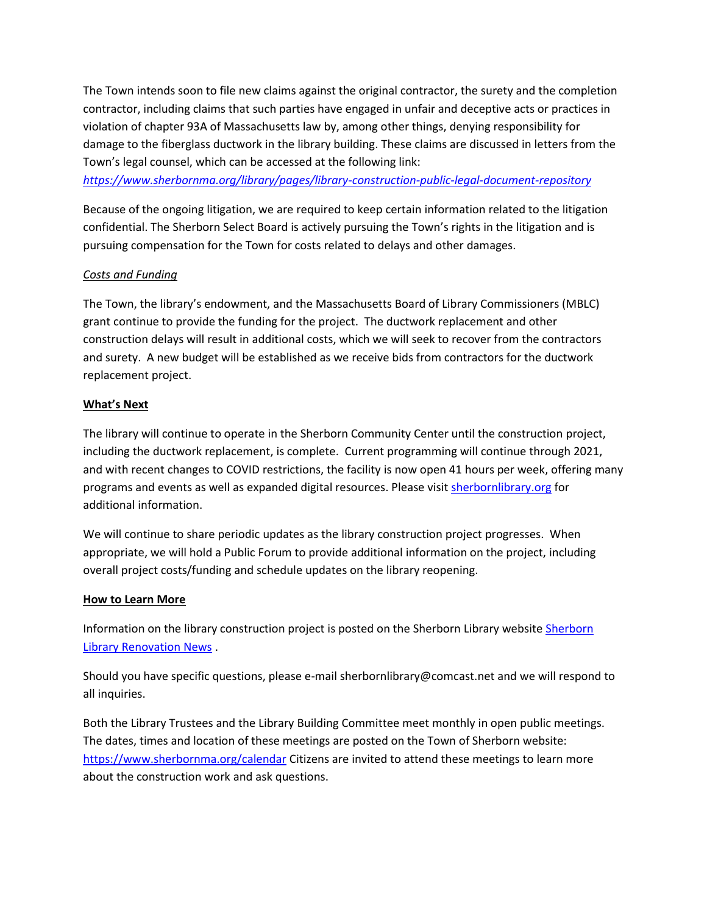The Town intends soon to file new claims against the original contractor, the surety and the completion contractor, including claims that such parties have engaged in unfair and deceptive acts or practices in violation of chapter 93A of Massachusetts law by, among other things, denying responsibility for damage to the fiberglass ductwork in the library building. These claims are discussed in letters from the Town's legal counsel, which can be accessed at the following link: *https://www.sherbornma.org/library/pages/library-construction-public-legal-document-repository*

Because of the ongoing litigation, we are required to keep certain information related to the litigation confidential. The Sherborn Select Board is actively pursuing the Town's rights in the litigation and is pursuing compensation for the Town for costs related to delays and other damages.

*Costs and Funding*

The Town, the library's endowment, and the Massachusetts Board of Library Commissioners (MBLC) grant continue to provide the funding for the project. The ductwork replacement and other construction delays will result in additional costs, which we will seek to recover from the contractors and surety. A new budget will be established as we receive bids from contractors for the ductwork replacement project.

**What's Next**

The library will continue to operate in the Sherborn Community Center until the construction project, including the ductwork replacement, is complete. Current programming will continue through 2021, and with recent changes to COVID restrictions, the facility is now open 41 hours per week, offering many programs and events as well as expanded digital resources. Please visit [sherbornlibrary.org](sherbornlibrary.org) for additional information.

We will continue to share periodic updates as the library construction project progresses. When appropriate, we will hold a Public Forum to provide additional information on the project, including overall project costs/funding and schedule updates on the library reopening.

**How to Learn More**

Information on the library construction project is posted on the Sherborn Library website Sherborn Library Renovation News .

Should you have specific questions, please e-mail sherbornlibrary@comcast.net and we will respond to all inquiries.

Both the Library Trustees and the Library Building Committee meet monthly in open public meetings. The dates, times and location of these meetings are posted on the Town of Sherborn website: https://www.sherbornma.org/calendar Citizens are invited to attend these meetings to learn more about the construction work and ask questions.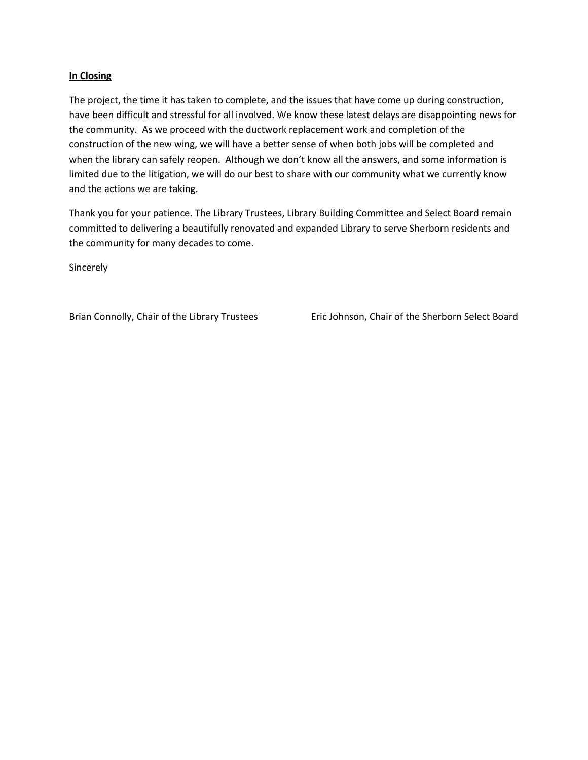**In Closing**

The project, the time it has taken to complete, and the issues that have come up during construction, have been difficult and stressful for all involved. We know these latest delays are disappointing news for the community. As we proceed with the ductwork replacement work and completion of the construction of the new wing, we will have a better sense of when both jobs will be completed and when the library can safely reopen. Although we don't know all the answers, and some information is limited due to the litigation, we will do our best to share with our community what we currently know and the actions we are taking.

Thank you for your patience. The Library Trustees, Library Building Committee and Select Board remain committed to delivering a beautifully renovated and expanded Library to serve Sherborn residents and the community for many decades to come.

Sincerely

Brian Connolly, Chair of the Library Trustees

Eric Johnson, Chair of the Sherborn Select Board